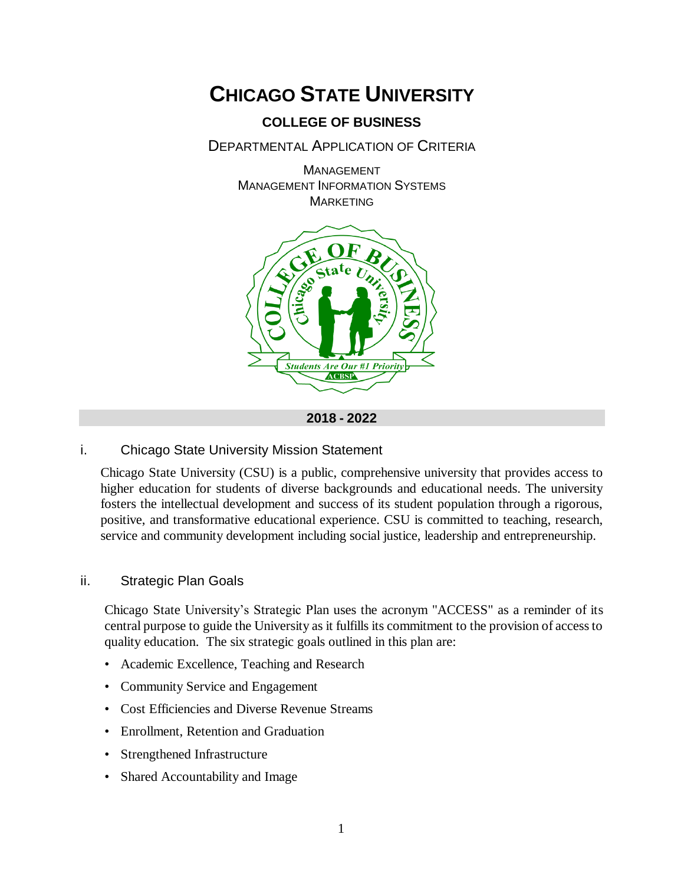# CHICAGO STATE UNIVERSITY

## COLLEGE OF BUSINESS

DEPARTMENTAL APPLICATION OF CRITERIA

MANAGEMENT
MANAGEMENT INFORMATION SYSTEMS
MARKETING

**2018 - 2022**

## i. Chicago State University Mission Statement

Chicago State University (CSU) is a public, comprehensive university that provides access to higher education for students of diverse backgrounds and educational needs. The university fosters the intellectual development and success of its student population through a rigorous, positive, and transformative educational experience. CSU is committed to teaching, research, service and community development including social justice, leadership and entrepreneurship.

## ii. Strategic Plan Goals

Chicago State University's Strategic Plan uses the acronym "ACCESS" as a reminder of its central purpose to guide the University as it fulfills its commitment to the provision of access to quality education. The six strategic goals outlined in this plan are:

- Academic Excellence, Teaching and Research
- Community Service and Engagement
- Cost Efficiencies and Diverse Revenue Streams
- Enrollment, Retention and Graduation
- Strengthened Infrastructure
- Shared Accountability and Image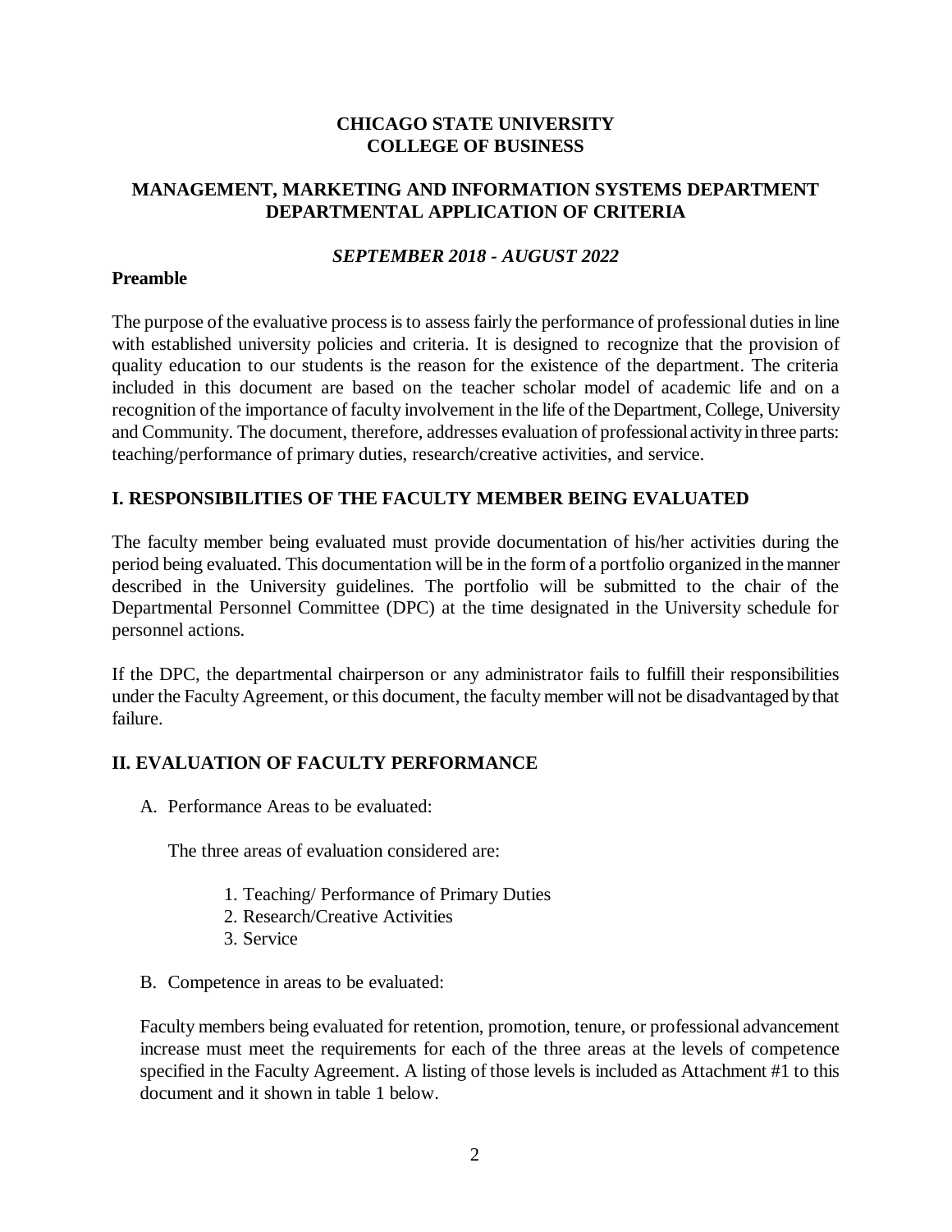**CHICAGO STATE UNIVERSITY**
**COLLEGE OF BUSINESS**

## MANAGEMENT, MARKETING AND INFORMATION SYSTEMS DEPARTMENT DEPARTMENTAL APPLICATION OF CRITERIA

***SEPTEMBER 2018 - AUGUST 2022***

**Preamble**

The purpose of the evaluative process is to assess fairly the performance of professional duties in line with established university policies and criteria. It is designed to recognize that the provision of quality education to our students is the reason for the existence of the department. The criteria included in this document are based on the teacher scholar model of academic life and on a recognition of the importance of faculty involvement in the life of the Department, College, University and Community. The document, therefore, addresses evaluation of professional activity in three parts: teaching/performance of primary duties, research/creative activities, and service.

## I. RESPONSIBILITIES OF THE FACULTY MEMBER BEING EVALUATED

The faculty member being evaluated must provide documentation of his/her activities during the period being evaluated. This documentation will be in the form of a portfolio organized in the manner described in the University guidelines. The portfolio will be submitted to the chair of the Departmental Personnel Committee (DPC) at the time designated in the University schedule for personnel actions.

If the DPC, the departmental chairperson or any administrator fails to fulfill their responsibilities under the Faculty Agreement, or this document, the faculty member will not be disadvantaged by that failure.

## II. EVALUATION OF FACULTY PERFORMANCE

A. Performance Areas to be evaluated:

The three areas of evaluation considered are:

1. Teaching/ Performance of Primary Duties
2. Research/Creative Activities
3. Service

B. Competence in areas to be evaluated:

Faculty members being evaluated for retention, promotion, tenure, or professional advancement increase must meet the requirements for each of the three areas at the levels of competence specified in the Faculty Agreement. A listing of those levels is included as Attachment #1 to this document and it shown in table 1 below.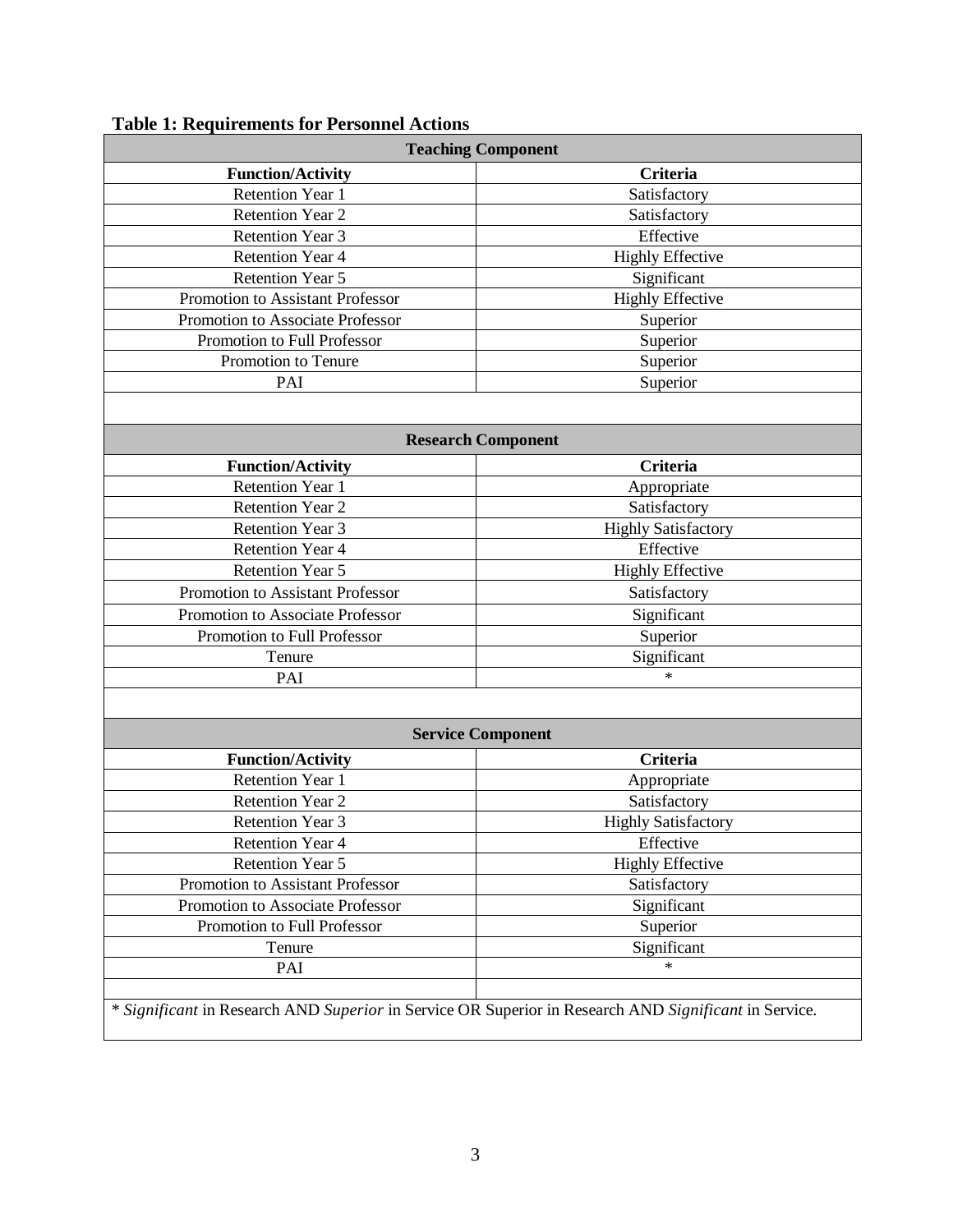**Table 1: Requirements for Personnel Actions**

| **Teaching Component** | |
|---|---|
| **Function/Activity** | **Criteria** |
| Retention Year 1 | Satisfactory |
| Retention Year 2 | Satisfactory |
| Retention Year 3 | Effective |
| Retention Year 4 | Highly Effective |
| Retention Year 5 | Significant |
| Promotion to Assistant Professor | Highly Effective |
| Promotion to Associate Professor | Superior |
| Promotion to Full Professor | Superior |
| Promotion to Tenure | Superior |
| PAI | Superior |
| | |
| **Research Component** | |
| **Function/Activity** | **Criteria** |
| Retention Year 1 | Appropriate |
| Retention Year 2 | Satisfactory |
| Retention Year 3 | Highly Satisfactory |
| Retention Year 4 | Effective |
| Retention Year 5 | Highly Effective |
| Promotion to Assistant Professor | Satisfactory |
| Promotion to Associate Professor | Significant |
| Promotion to Full Professor | Superior |
| Tenure | Significant |
| PAI | * |
| | |
| **Service Component** | |
| **Function/Activity** | **Criteria** |
| Retention Year 1 | Appropriate |
| Retention Year 2 | Satisfactory |
| Retention Year 3 | Highly Satisfactory |
| Retention Year 4 | Effective |
| Retention Year 5 | Highly Effective |
| Promotion to Assistant Professor | Satisfactory |
| Promotion to Associate Professor | Significant |
| Promotion to Full Professor | Superior |
| Tenure | Significant |
| PAI | * |
| | |

* *Significant* in Research AND *Superior* in Service OR Superior in Research AND *Significant* in Service.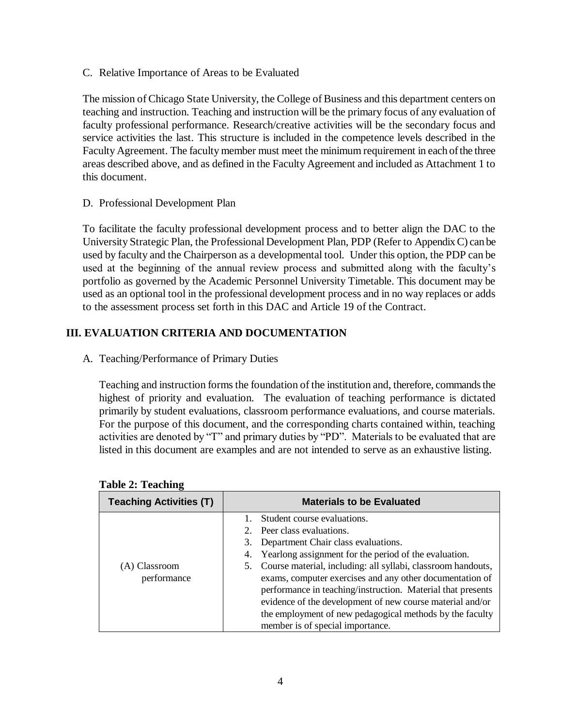C. Relative Importance of Areas to be Evaluated

The mission of Chicago State University, the College of Business and this department centers on teaching and instruction. Teaching and instruction will be the primary focus of any evaluation of faculty professional performance. Research/creative activities will be the secondary focus and service activities the last. This structure is included in the competence levels described in the Faculty Agreement. The faculty member must meet the minimum requirement in each of the three areas described above, and as defined in the Faculty Agreement and included as Attachment 1 to this document.

D. Professional Development Plan

To facilitate the faculty professional development process and to better align the DAC to the University Strategic Plan, the Professional Development Plan, PDP (Refer to Appendix C) can be used by faculty and the Chairperson as a developmental tool. Under this option, the PDP can be used at the beginning of the annual review process and submitted along with the faculty's portfolio as governed by the Academic Personnel University Timetable. This document may be used as an optional tool in the professional development process and in no way replaces or adds to the assessment process set forth in this DAC and Article 19 of the Contract.

## III. EVALUATION CRITERIA AND DOCUMENTATION

A. Teaching/Performance of Primary Duties

Teaching and instruction forms the foundation of the institution and, therefore, commands the highest of priority and evaluation. The evaluation of teaching performance is dictated primarily by student evaluations, classroom performance evaluations, and course materials. For the purpose of this document, and the corresponding charts contained within, teaching activities are denoted by "T" and primary duties by "PD". Materials to be evaluated that are listed in this document are examples and are not intended to serve as an exhaustive listing.

**Table 2: Teaching**

| Teaching Activities (T) | Materials to be Evaluated |
|---|---|
| (A) Classroom performance | 1. Student course evaluations.<br>2. Peer class evaluations.<br>3. Department Chair class evaluations.<br>4. Yearlong assignment for the period of the evaluation.<br>5. Course material, including: all syllabi, classroom handouts, exams, computer exercises and any other documentation of performance in teaching/instruction. Material that presents evidence of the development of new course material and/or the employment of new pedagogical methods by the faculty member is of special importance. |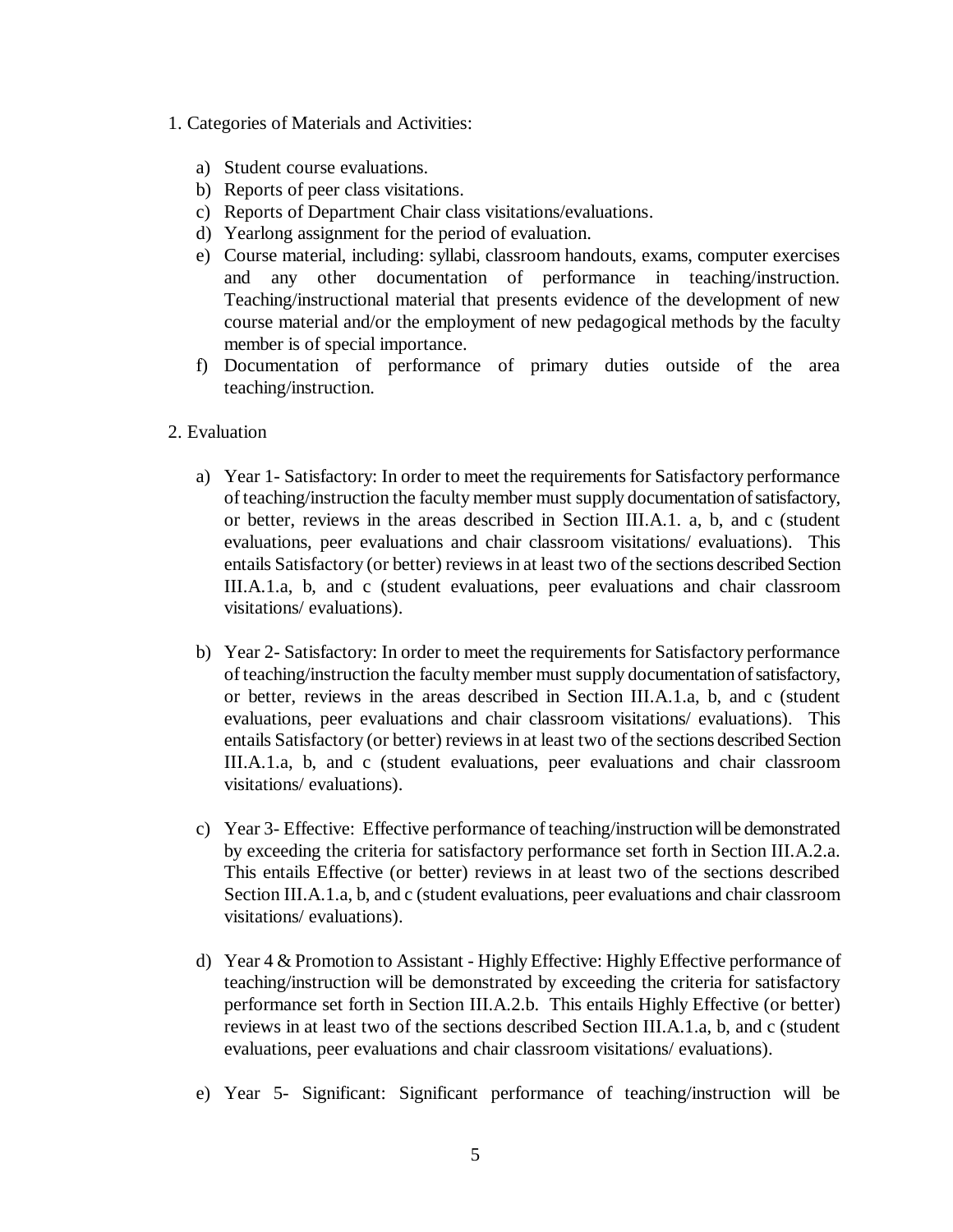1. Categories of Materials and Activities:

   a) Student course evaluations.
   b) Reports of peer class visitations.
   c) Reports of Department Chair class visitations/evaluations.
   d) Yearlong assignment for the period of evaluation.
   e) Course material, including: syllabi, classroom handouts, exams, computer exercises and any other documentation of performance in teaching/instruction. Teaching/instructional material that presents evidence of the development of new course material and/or the employment of new pedagogical methods by the faculty member is of special importance.
   f) Documentation of performance of primary duties outside of the area teaching/instruction.

2. Evaluation

   a) Year 1- Satisfactory: In order to meet the requirements for Satisfactory performance of teaching/instruction the faculty member must supply documentation of satisfactory, or better, reviews in the areas described in Section III.A.1. a, b, and c (student evaluations, peer evaluations and chair classroom visitations/ evaluations). This entails Satisfactory (or better) reviews in at least two of the sections described Section III.A.1.a, b, and c (student evaluations, peer evaluations and chair classroom visitations/ evaluations).

   b) Year 2- Satisfactory: In order to meet the requirements for Satisfactory performance of teaching/instruction the faculty member must supply documentation of satisfactory, or better, reviews in the areas described in Section III.A.1.a, b, and c (student evaluations, peer evaluations and chair classroom visitations/ evaluations). This entails Satisfactory (or better) reviews in at least two of the sections described Section III.A.1.a, b, and c (student evaluations, peer evaluations and chair classroom visitations/ evaluations).

   c) Year 3- Effective: Effective performance of teaching/instruction will be demonstrated by exceeding the criteria for satisfactory performance set forth in Section III.A.2.a. This entails Effective (or better) reviews in at least two of the sections described Section III.A.1.a, b, and c (student evaluations, peer evaluations and chair classroom visitations/ evaluations).

   d) Year 4 & Promotion to Assistant - Highly Effective: Highly Effective performance of teaching/instruction will be demonstrated by exceeding the criteria for satisfactory performance set forth in Section III.A.2.b. This entails Highly Effective (or better) reviews in at least two of the sections described Section III.A.1.a, b, and c (student evaluations, peer evaluations and chair classroom visitations/ evaluations).

   e) Year 5- Significant: Significant performance of teaching/instruction will be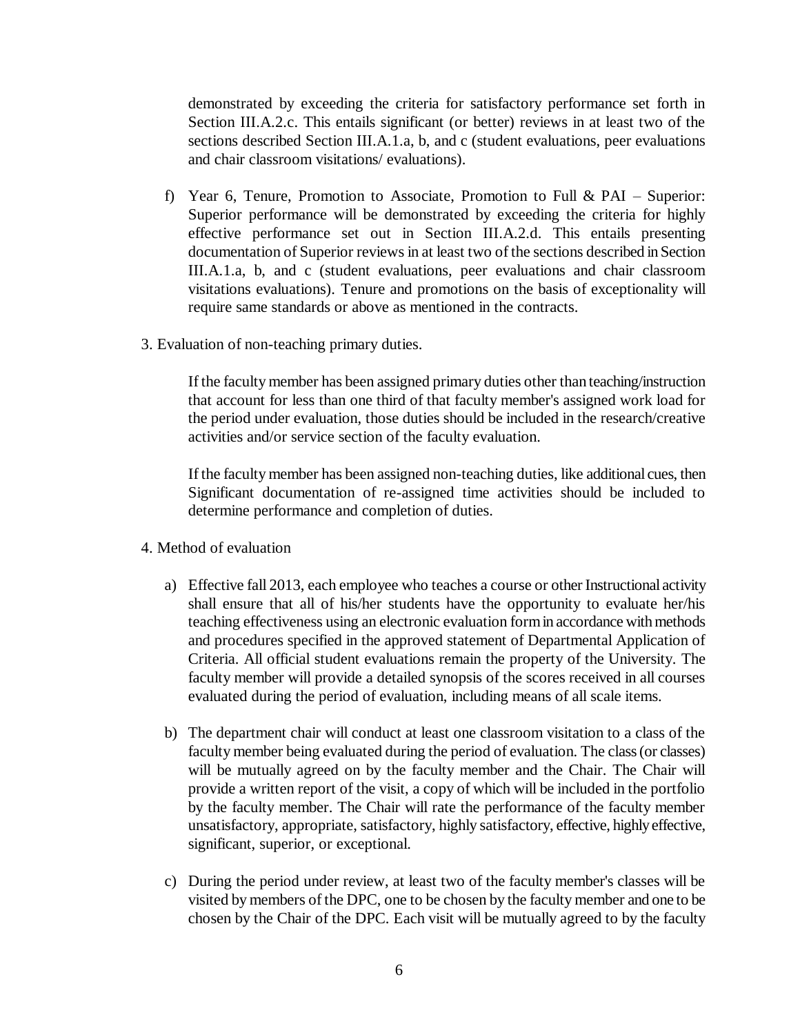demonstrated by exceeding the criteria for satisfactory performance set forth in Section III.A.2.c. This entails significant (or better) reviews in at least two of the sections described Section III.A.1.a, b, and c (student evaluations, peer evaluations and chair classroom visitations/ evaluations).

f) Year 6, Tenure, Promotion to Associate, Promotion to Full & PAI – Superior: Superior performance will be demonstrated by exceeding the criteria for highly effective performance set out in Section III.A.2.d. This entails presenting documentation of Superior reviews in at least two of the sections described in Section III.A.1.a, b, and c (student evaluations, peer evaluations and chair classroom visitations evaluations). Tenure and promotions on the basis of exceptionality will require same standards or above as mentioned in the contracts.

3. Evaluation of non-teaching primary duties.

If the faculty member has been assigned primary duties other than teaching/instruction that account for less than one third of that faculty member's assigned work load for the period under evaluation, those duties should be included in the research/creative activities and/or service section of the faculty evaluation.

If the faculty member has been assigned non-teaching duties, like additional cues, then Significant documentation of re-assigned time activities should be included to determine performance and completion of duties.

4. Method of evaluation

a) Effective fall 2013, each employee who teaches a course or other Instructional activity shall ensure that all of his/her students have the opportunity to evaluate her/his teaching effectiveness using an electronic evaluation form in accordance with methods and procedures specified in the approved statement of Departmental Application of Criteria. All official student evaluations remain the property of the University. The faculty member will provide a detailed synopsis of the scores received in all courses evaluated during the period of evaluation, including means of all scale items.

b) The department chair will conduct at least one classroom visitation to a class of the faculty member being evaluated during the period of evaluation. The class (or classes) will be mutually agreed on by the faculty member and the Chair. The Chair will provide a written report of the visit, a copy of which will be included in the portfolio by the faculty member. The Chair will rate the performance of the faculty member unsatisfactory, appropriate, satisfactory, highly satisfactory, effective, highly effective, significant, superior, or exceptional.

c) During the period under review, at least two of the faculty member's classes will be visited by members of the DPC, one to be chosen by the faculty member and one to be chosen by the Chair of the DPC. Each visit will be mutually agreed to by the faculty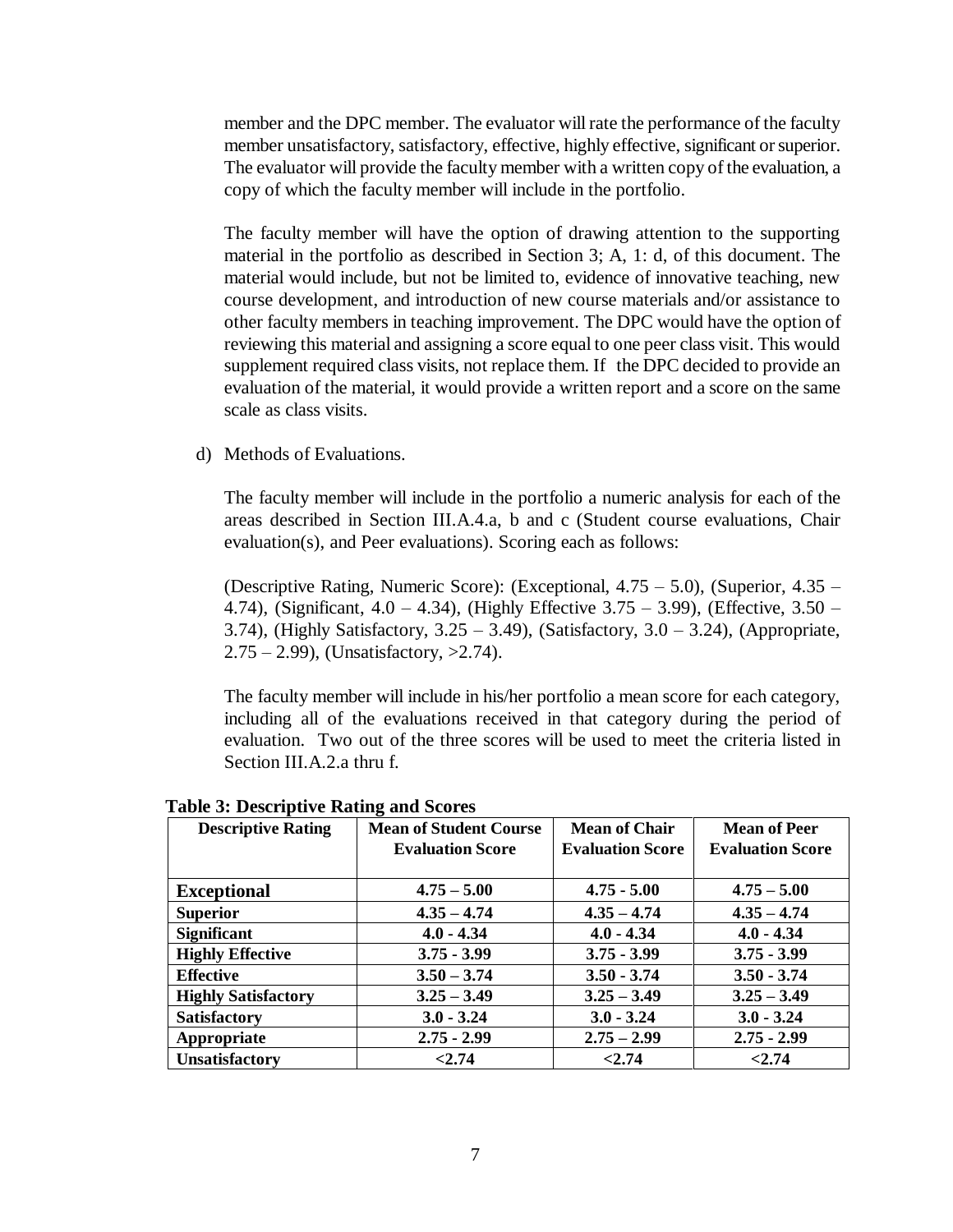member and the DPC member. The evaluator will rate the performance of the faculty member unsatisfactory, satisfactory, effective, highly effective, significant or superior. The evaluator will provide the faculty member with a written copy of the evaluation, a copy of which the faculty member will include in the portfolio.

The faculty member will have the option of drawing attention to the supporting material in the portfolio as described in Section 3; A, 1: d, of this document. The material would include, but not be limited to, evidence of innovative teaching, new course development, and introduction of new course materials and/or assistance to other faculty members in teaching improvement. The DPC would have the option of reviewing this material and assigning a score equal to one peer class visit. This would supplement required class visits, not replace them. If the DPC decided to provide an evaluation of the material, it would provide a written report and a score on the same scale as class visits.

d) Methods of Evaluations.

The faculty member will include in the portfolio a numeric analysis for each of the areas described in Section III.A.4.a, b and c (Student course evaluations, Chair evaluation(s), and Peer evaluations). Scoring each as follows:

(Descriptive Rating, Numeric Score): (Exceptional, 4.75 – 5.0), (Superior, 4.35 – 4.74), (Significant, 4.0 – 4.34), (Highly Effective 3.75 – 3.99), (Effective, 3.50 – 3.74), (Highly Satisfactory, 3.25 – 3.49), (Satisfactory, 3.0 – 3.24), (Appropriate, 2.75 – 2.99), (Unsatisfactory, >2.74).

The faculty member will include in his/her portfolio a mean score for each category, including all of the evaluations received in that category during the period of evaluation. Two out of the three scores will be used to meet the criteria listed in Section III.A.2.a thru f.

**Table 3: Descriptive Rating and Scores**

| Descriptive Rating | Mean of Student Course Evaluation Score | Mean of Chair Evaluation Score | Mean of Peer Evaluation Score |
|---|---|---|---|
| **Exceptional** | **4.75 – 5.00** | **4.75 - 5.00** | **4.75 – 5.00** |
| **Superior** | **4.35 – 4.74** | **4.35 – 4.74** | **4.35 – 4.74** |
| **Significant** | **4.0 - 4.34** | **4.0 - 4.34** | **4.0 - 4.34** |
| **Highly Effective** | **3.75 - 3.99** | **3.75 - 3.99** | **3.75 - 3.99** |
| **Effective** | **3.50 – 3.74** | **3.50 - 3.74** | **3.50 - 3.74** |
| **Highly Satisfactory** | **3.25 – 3.49** | **3.25 – 3.49** | **3.25 – 3.49** |
| **Satisfactory** | **3.0 - 3.24** | **3.0 - 3.24** | **3.0 - 3.24** |
| **Appropriate** | **2.75 - 2.99** | **2.75 – 2.99** | **2.75 - 2.99** |
| **Unsatisfactory** | **<2.74** | **<2.74** | **<2.74** |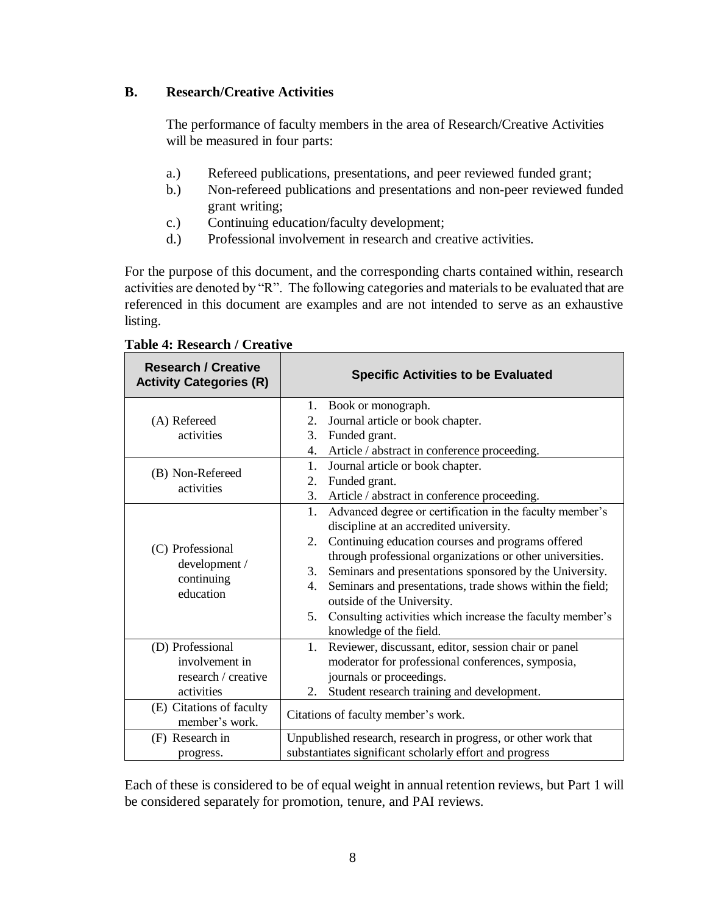### B. Research/Creative Activities

The performance of faculty members in the area of Research/Creative Activities will be measured in four parts:

a.) Refereed publications, presentations, and peer reviewed funded grant;
b.) Non-refereed publications and presentations and non-peer reviewed funded grant writing;
c.) Continuing education/faculty development;
d.) Professional involvement in research and creative activities.

For the purpose of this document, and the corresponding charts contained within, research activities are denoted by "R". The following categories and materials to be evaluated that are referenced in this document are examples and are not intended to serve as an exhaustive listing.

**Table 4: Research / Creative**

| Research / Creative Activity Categories (R) | Specific Activities to be Evaluated |
|---|---|
| (A) Refereed activities | 1. Book or monograph.<br>2. Journal article or book chapter.<br>3. Funded grant.<br>4. Article / abstract in conference proceeding. |
| (B) Non-Refereed activities | 1. Journal article or book chapter.<br>2. Funded grant.<br>3. Article / abstract in conference proceeding. |
| (C) Professional development / continuing education | 1. Advanced degree or certification in the faculty member's discipline at an accredited university.<br>2. Continuing education courses and programs offered through professional organizations or other universities.<br>3. Seminars and presentations sponsored by the University.<br>4. Seminars and presentations, trade shows within the field; outside of the University.<br>5. Consulting activities which increase the faculty member's knowledge of the field. |
| (D) Professional involvement in research / creative activities | 1. Reviewer, discussant, editor, session chair or panel moderator for professional conferences, symposia, journals or proceedings.<br>2. Student research training and development. |
| (E) Citations of faculty member's work. | Citations of faculty member's work. |
| (F) Research in progress. | Unpublished research, research in progress, or other work that substantiates significant scholarly effort and progress |

Each of these is considered to be of equal weight in annual retention reviews, but Part 1 will be considered separately for promotion, tenure, and PAI reviews.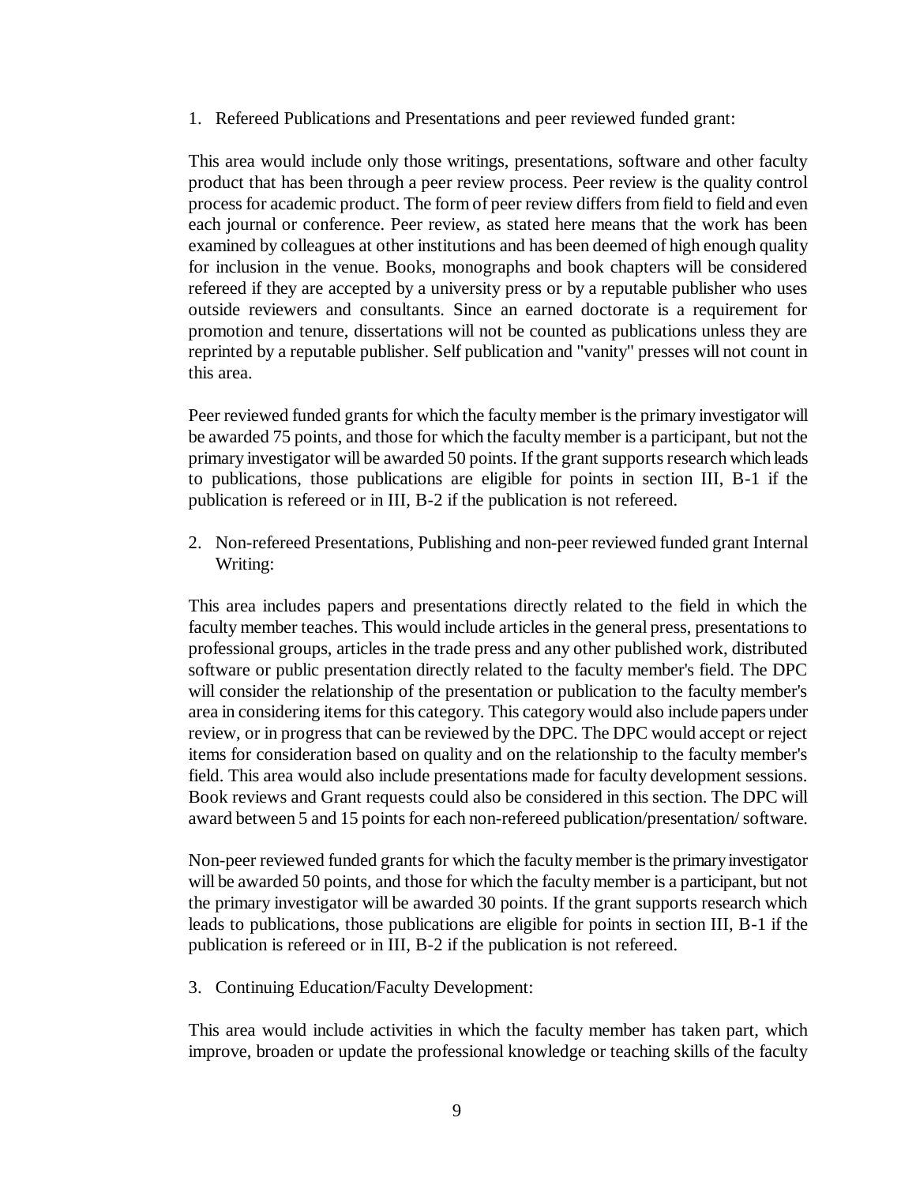1. Refereed Publications and Presentations and peer reviewed funded grant:

This area would include only those writings, presentations, software and other faculty product that has been through a peer review process. Peer review is the quality control process for academic product. The form of peer review differs from field to field and even each journal or conference. Peer review, as stated here means that the work has been examined by colleagues at other institutions and has been deemed of high enough quality for inclusion in the venue. Books, monographs and book chapters will be considered refereed if they are accepted by a university press or by a reputable publisher who uses outside reviewers and consultants. Since an earned doctorate is a requirement for promotion and tenure, dissertations will not be counted as publications unless they are reprinted by a reputable publisher. Self publication and "vanity" presses will not count in this area.

Peer reviewed funded grants for which the faculty member is the primary investigator will be awarded 75 points, and those for which the faculty member is a participant, but not the primary investigator will be awarded 50 points. If the grant supports research which leads to publications, those publications are eligible for points in section III, B-1 if the publication is refereed or in III, B-2 if the publication is not refereed.

2. Non-refereed Presentations, Publishing and non-peer reviewed funded grant Internal Writing:

This area includes papers and presentations directly related to the field in which the faculty member teaches. This would include articles in the general press, presentations to professional groups, articles in the trade press and any other published work, distributed software or public presentation directly related to the faculty member's field. The DPC will consider the relationship of the presentation or publication to the faculty member's area in considering items for this category. This category would also include papers under review, or in progress that can be reviewed by the DPC. The DPC would accept or reject items for consideration based on quality and on the relationship to the faculty member's field. This area would also include presentations made for faculty development sessions. Book reviews and Grant requests could also be considered in this section. The DPC will award between 5 and 15 points for each non-refereed publication/presentation/ software.

Non-peer reviewed funded grants for which the faculty member is the primary investigator will be awarded 50 points, and those for which the faculty member is a participant, but not the primary investigator will be awarded 30 points. If the grant supports research which leads to publications, those publications are eligible for points in section III, B-1 if the publication is refereed or in III, B-2 if the publication is not refereed.

3. Continuing Education/Faculty Development:

This area would include activities in which the faculty member has taken part, which improve, broaden or update the professional knowledge or teaching skills of the faculty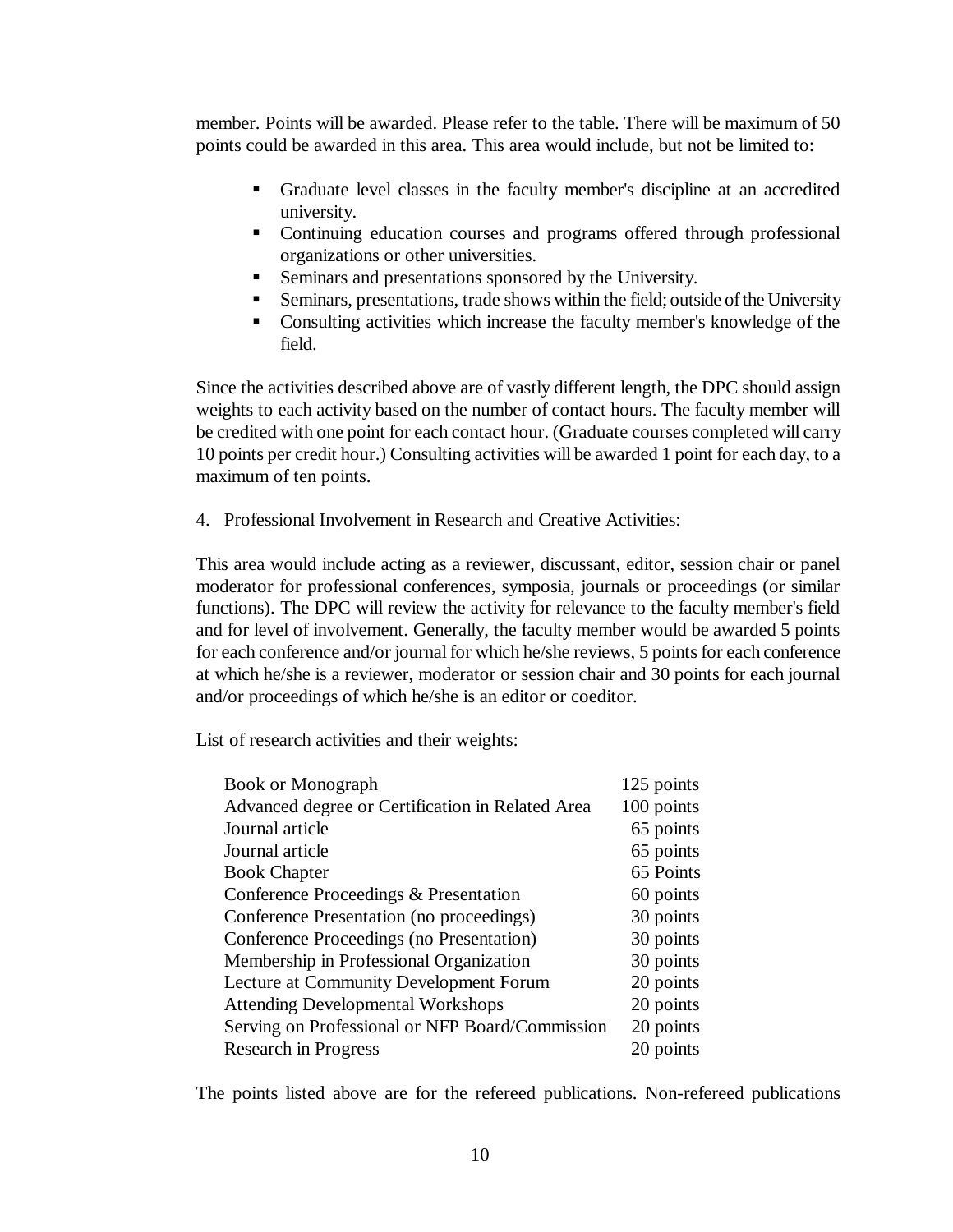member. Points will be awarded. Please refer to the table. There will be maximum of 50 points could be awarded in this area. This area would include, but not be limited to:

- Graduate level classes in the faculty member's discipline at an accredited university.
- Continuing education courses and programs offered through professional organizations or other universities.
- Seminars and presentations sponsored by the University.
- Seminars, presentations, trade shows within the field; outside of the University
- Consulting activities which increase the faculty member's knowledge of the field.

Since the activities described above are of vastly different length, the DPC should assign weights to each activity based on the number of contact hours. The faculty member will be credited with one point for each contact hour. (Graduate courses completed will carry 10 points per credit hour.) Consulting activities will be awarded 1 point for each day, to a maximum of ten points.

4. Professional Involvement in Research and Creative Activities:

This area would include acting as a reviewer, discussant, editor, session chair or panel moderator for professional conferences, symposia, journals or proceedings (or similar functions). The DPC will review the activity for relevance to the faculty member's field and for level of involvement. Generally, the faculty member would be awarded 5 points for each conference and/or journal for which he/she reviews, 5 points for each conference at which he/she is a reviewer, moderator or session chair and 30 points for each journal and/or proceedings of which he/she is an editor or coeditor.

List of research activities and their weights:

| Activity | Points |
|---|---|
| Book or Monograph | 125 points |
| Advanced degree or Certification in Related Area | 100 points |
| Journal article | 65 points |
| Journal article | 65 points |
| Book Chapter | 65 Points |
| Conference Proceedings & Presentation | 60 points |
| Conference Presentation (no proceedings) | 30 points |
| Conference Proceedings (no Presentation) | 30 points |
| Membership in Professional Organization | 30 points |
| Lecture at Community Development Forum | 20 points |
| Attending Developmental Workshops | 20 points |
| Serving on Professional or NFP Board/Commission | 20 points |
| Research in Progress | 20 points |

The points listed above are for the refereed publications. Non-refereed publications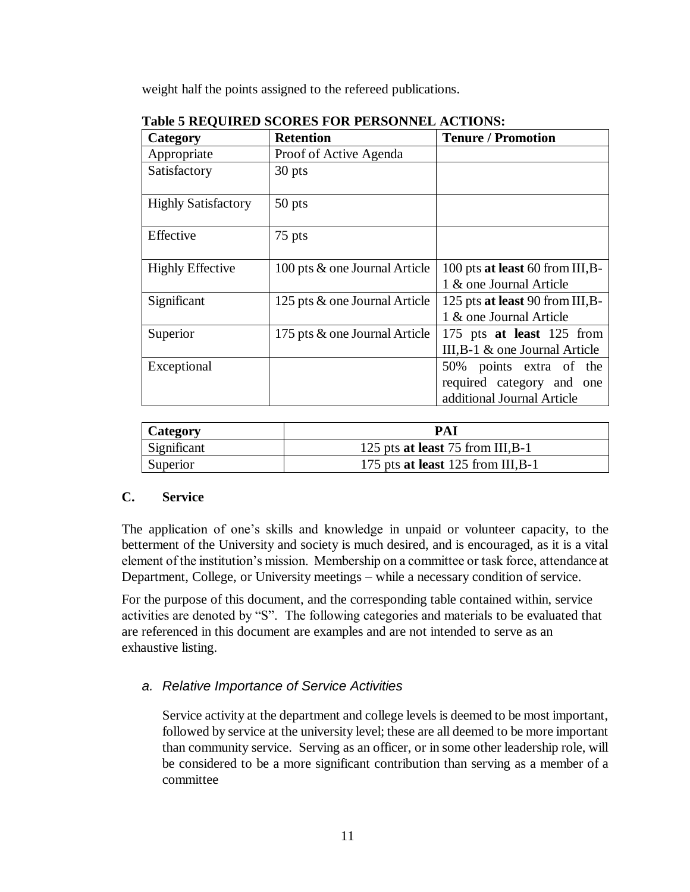weight half the points assigned to the refereed publications.

**Table 5 REQUIRED SCORES FOR PERSONNEL ACTIONS:**

| Category | Retention | Tenure / Promotion |
|---|---|---|
| Appropriate | Proof of Active Agenda | |
| Satisfactory | 30 pts | |
| Highly Satisfactory | 50 pts | |
| Effective | 75 pts | |
| Highly Effective | 100 pts & one Journal Article | 100 pts **at least** 60 from III,B-1 & one Journal Article |
| Significant | 125 pts & one Journal Article | 125 pts **at least** 90 from III,B-1 & one Journal Article |
| Superior | 175 pts & one Journal Article | 175 pts **at least** 125 from III,B-1 & one Journal Article |
| Exceptional | | 50% points extra of the required category and one additional Journal Article |

| Category | PAI |
|---|---|
| Significant | 125 pts **at least** 75 from III,B-1 |
| Superior | 175 pts **at least** 125 from III,B-1 |

### C. Service

The application of one's skills and knowledge in unpaid or volunteer capacity, to the betterment of the University and society is much desired, and is encouraged, as it is a vital element of the institution's mission. Membership on a committee or task force, attendance at Department, College, or University meetings – while a necessary condition of service.

For the purpose of this document, and the corresponding table contained within, service activities are denoted by "S". The following categories and materials to be evaluated that are referenced in this document are examples and are not intended to serve as an exhaustive listing.

#### *a. Relative Importance of Service Activities*

Service activity at the department and college levels is deemed to be most important, followed by service at the university level; these are all deemed to be more important than community service. Serving as an officer, or in some other leadership role, will be considered to be a more significant contribution than serving as a member of a committee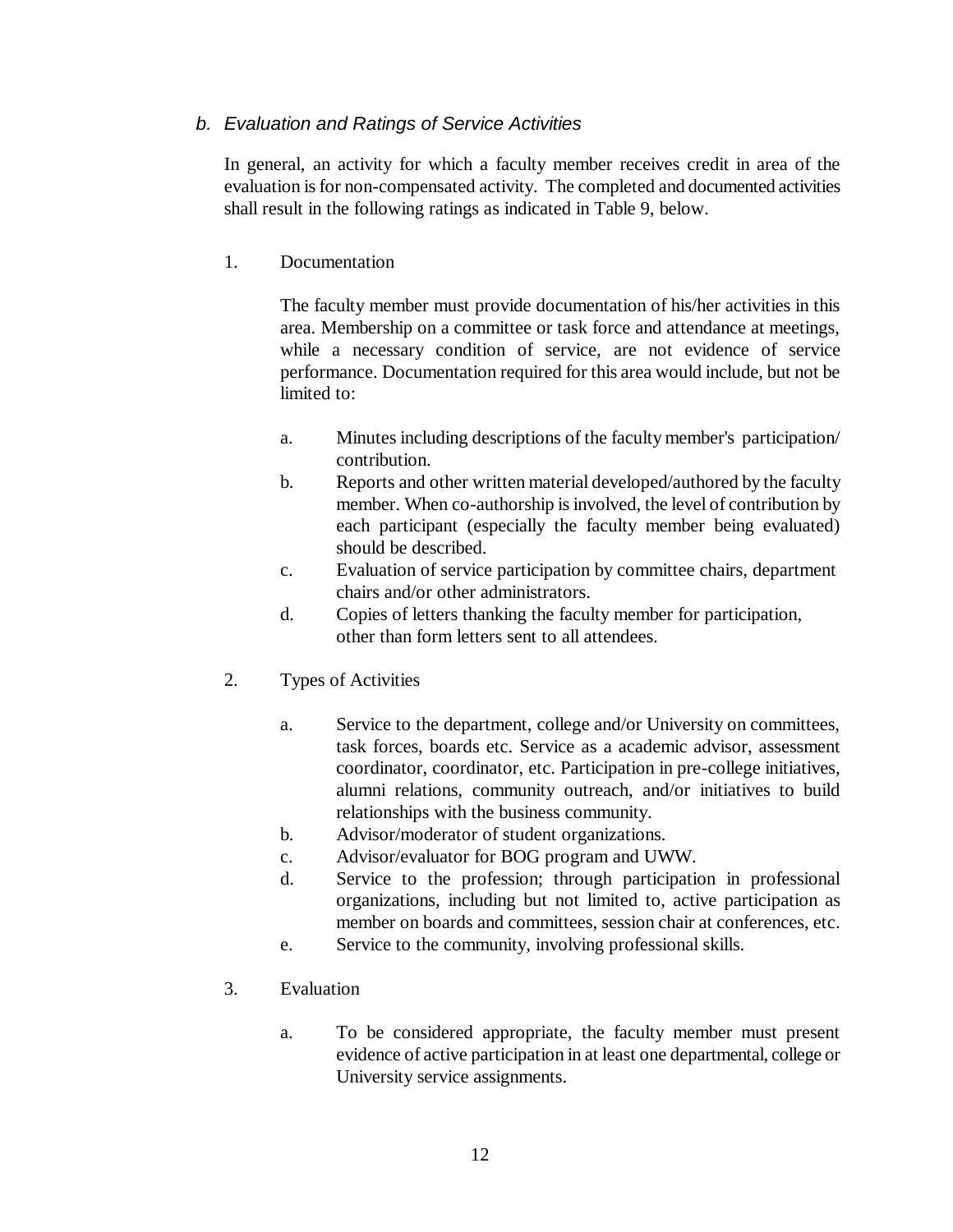### *b. Evaluation and Ratings of Service Activities*

In general, an activity for which a faculty member receives credit in area of the evaluation is for non-compensated activity. The completed and documented activities shall result in the following ratings as indicated in Table 9, below.

1. Documentation

   The faculty member must provide documentation of his/her activities in this area. Membership on a committee or task force and attendance at meetings, while a necessary condition of service, are not evidence of service performance. Documentation required for this area would include, but not be limited to:

   a. Minutes including descriptions of the faculty member's participation/ contribution.
   b. Reports and other written material developed/authored by the faculty member. When co-authorship is involved, the level of contribution by each participant (especially the faculty member being evaluated) should be described.
   c. Evaluation of service participation by committee chairs, department chairs and/or other administrators.
   d. Copies of letters thanking the faculty member for participation, other than form letters sent to all attendees.

2. Types of Activities

   a. Service to the department, college and/or University on committees, task forces, boards etc. Service as a academic advisor, assessment coordinator, coordinator, etc. Participation in pre-college initiatives, alumni relations, community outreach, and/or initiatives to build relationships with the business community.
   b. Advisor/moderator of student organizations.
   c. Advisor/evaluator for BOG program and UWW.
   d. Service to the profession; through participation in professional organizations, including but not limited to, active participation as member on boards and committees, session chair at conferences, etc.
   e. Service to the community, involving professional skills.

3. Evaluation

   a. To be considered appropriate, the faculty member must present evidence of active participation in at least one departmental, college or University service assignments.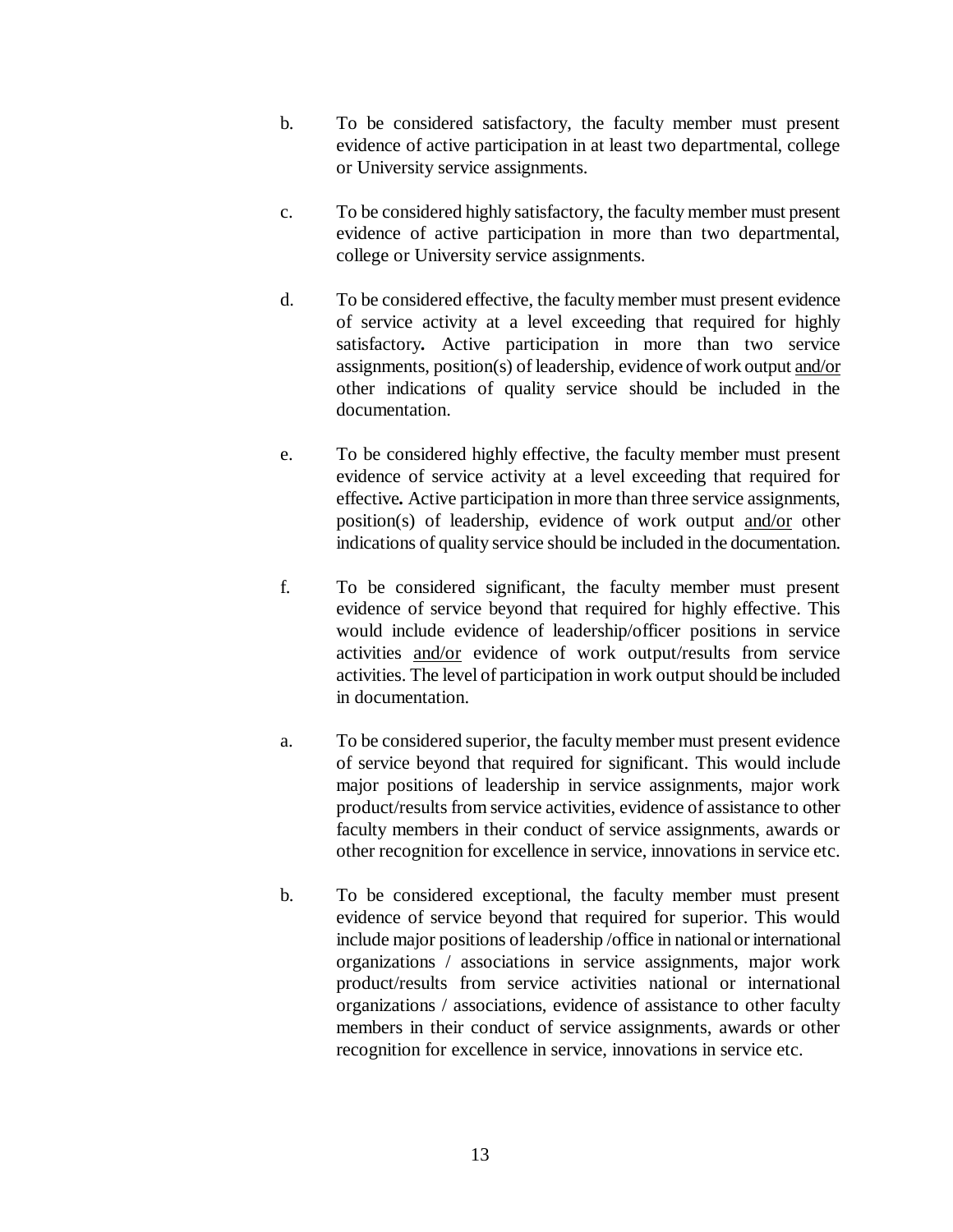b. To be considered satisfactory, the faculty member must present evidence of active participation in at least two departmental, college or University service assignments.

c. To be considered highly satisfactory, the faculty member must present evidence of active participation in more than two departmental, college or University service assignments.

d. To be considered effective, the faculty member must present evidence of service activity at a level exceeding that required for highly satisfactory**.** Active participation in more than two service assignments, position(s) of leadership, evidence of work output <u>and/or</u> other indications of quality service should be included in the documentation.

e. To be considered highly effective, the faculty member must present evidence of service activity at a level exceeding that required for effective**.** Active participation in more than three service assignments, position(s) of leadership, evidence of work output <u>and/or</u> other indications of quality service should be included in the documentation.

f. To be considered significant, the faculty member must present evidence of service beyond that required for highly effective. This would include evidence of leadership/officer positions in service activities <u>and/or</u> evidence of work output/results from service activities. The level of participation in work output should be included in documentation.

a. To be considered superior, the faculty member must present evidence of service beyond that required for significant. This would include major positions of leadership in service assignments, major work product/results from service activities, evidence of assistance to other faculty members in their conduct of service assignments, awards or other recognition for excellence in service, innovations in service etc.

b. To be considered exceptional, the faculty member must present evidence of service beyond that required for superior. This would include major positions of leadership /office in national or international organizations / associations in service assignments, major work product/results from service activities national or international organizations / associations, evidence of assistance to other faculty members in their conduct of service assignments, awards or other recognition for excellence in service, innovations in service etc.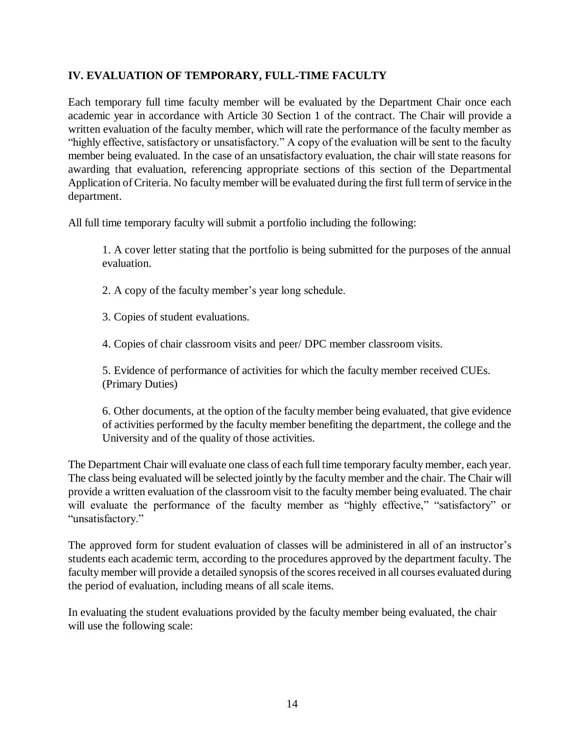## IV. EVALUATION OF TEMPORARY, FULL-TIME FACULTY

Each temporary full time faculty member will be evaluated by the Department Chair once each academic year in accordance with Article 30 Section 1 of the contract. The Chair will provide a written evaluation of the faculty member, which will rate the performance of the faculty member as "highly effective, satisfactory or unsatisfactory." A copy of the evaluation will be sent to the faculty member being evaluated. In the case of an unsatisfactory evaluation, the chair will state reasons for awarding that evaluation, referencing appropriate sections of this section of the Departmental Application of Criteria. No faculty member will be evaluated during the first full term of service in the department.

All full time temporary faculty will submit a portfolio including the following:

1. A cover letter stating that the portfolio is being submitted for the purposes of the annual evaluation.

2. A copy of the faculty member's year long schedule.

3. Copies of student evaluations.

4. Copies of chair classroom visits and peer/ DPC member classroom visits.

5. Evidence of performance of activities for which the faculty member received CUEs. (Primary Duties)

6. Other documents, at the option of the faculty member being evaluated, that give evidence of activities performed by the faculty member benefiting the department, the college and the University and of the quality of those activities.

The Department Chair will evaluate one class of each full time temporary faculty member, each year. The class being evaluated will be selected jointly by the faculty member and the chair. The Chair will provide a written evaluation of the classroom visit to the faculty member being evaluated. The chair will evaluate the performance of the faculty member as "highly effective," "satisfactory" or "unsatisfactory."

The approved form for student evaluation of classes will be administered in all of an instructor's students each academic term, according to the procedures approved by the department faculty. The faculty member will provide a detailed synopsis of the scores received in all courses evaluated during the period of evaluation, including means of all scale items.

In evaluating the student evaluations provided by the faculty member being evaluated, the chair will use the following scale: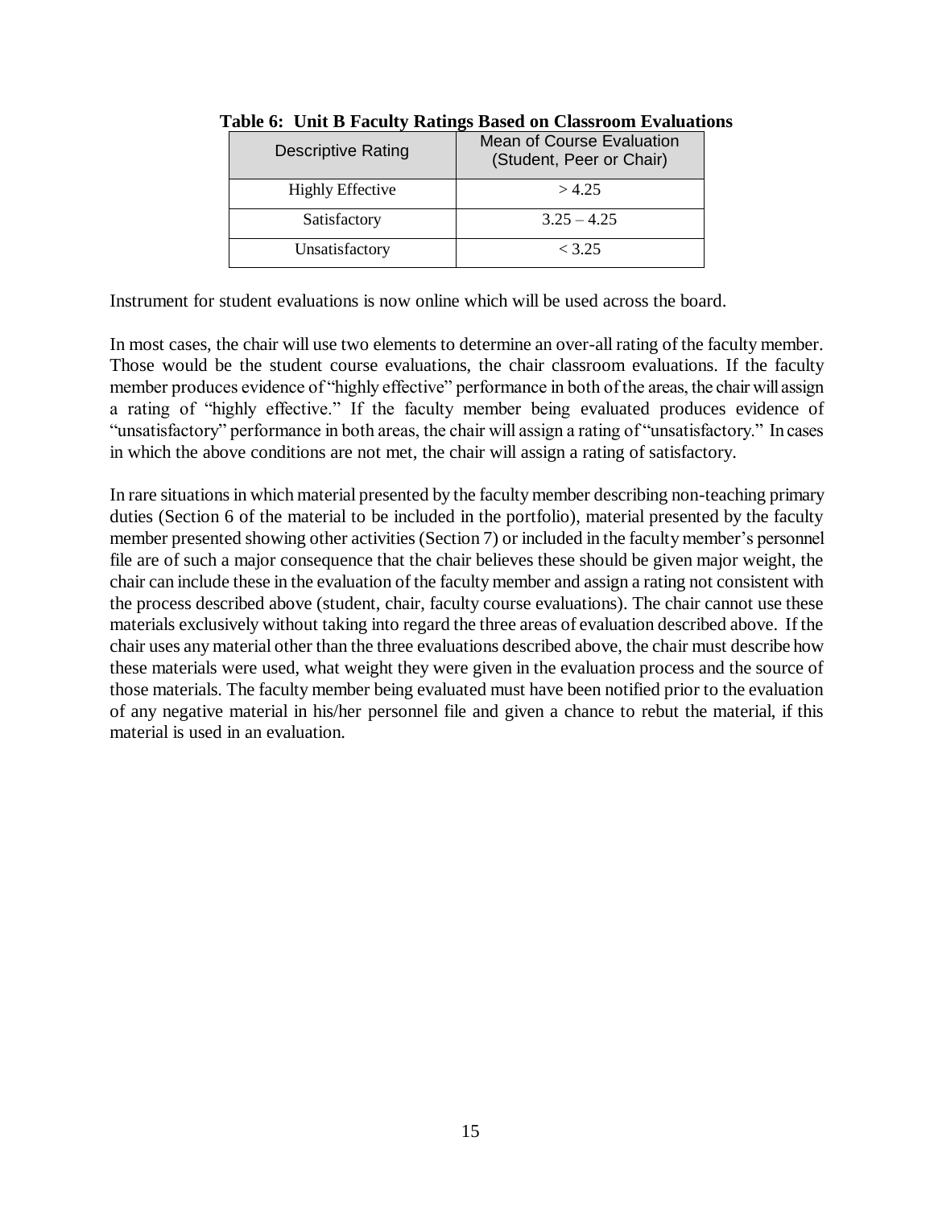**Table 6: Unit B Faculty Ratings Based on Classroom Evaluations**

| Descriptive Rating | Mean of Course Evaluation (Student, Peer or Chair) |
| --- | --- |
| Highly Effective | > 4.25 |
| Satisfactory | 3.25 – 4.25 |
| Unsatisfactory | < 3.25 |

Instrument for student evaluations is now online which will be used across the board.

In most cases, the chair will use two elements to determine an over-all rating of the faculty member. Those would be the student course evaluations, the chair classroom evaluations. If the faculty member produces evidence of "highly effective" performance in both of the areas, the chair will assign a rating of "highly effective." If the faculty member being evaluated produces evidence of "unsatisfactory" performance in both areas, the chair will assign a rating of "unsatisfactory." In cases in which the above conditions are not met, the chair will assign a rating of satisfactory.

In rare situations in which material presented by the faculty member describing non-teaching primary duties (Section 6 of the material to be included in the portfolio), material presented by the faculty member presented showing other activities (Section 7) or included in the faculty member's personnel file are of such a major consequence that the chair believes these should be given major weight, the chair can include these in the evaluation of the faculty member and assign a rating not consistent with the process described above (student, chair, faculty course evaluations). The chair cannot use these materials exclusively without taking into regard the three areas of evaluation described above. If the chair uses any material other than the three evaluations described above, the chair must describe how these materials were used, what weight they were given in the evaluation process and the source of those materials. The faculty member being evaluated must have been notified prior to the evaluation of any negative material in his/her personnel file and given a chance to rebut the material, if this material is used in an evaluation.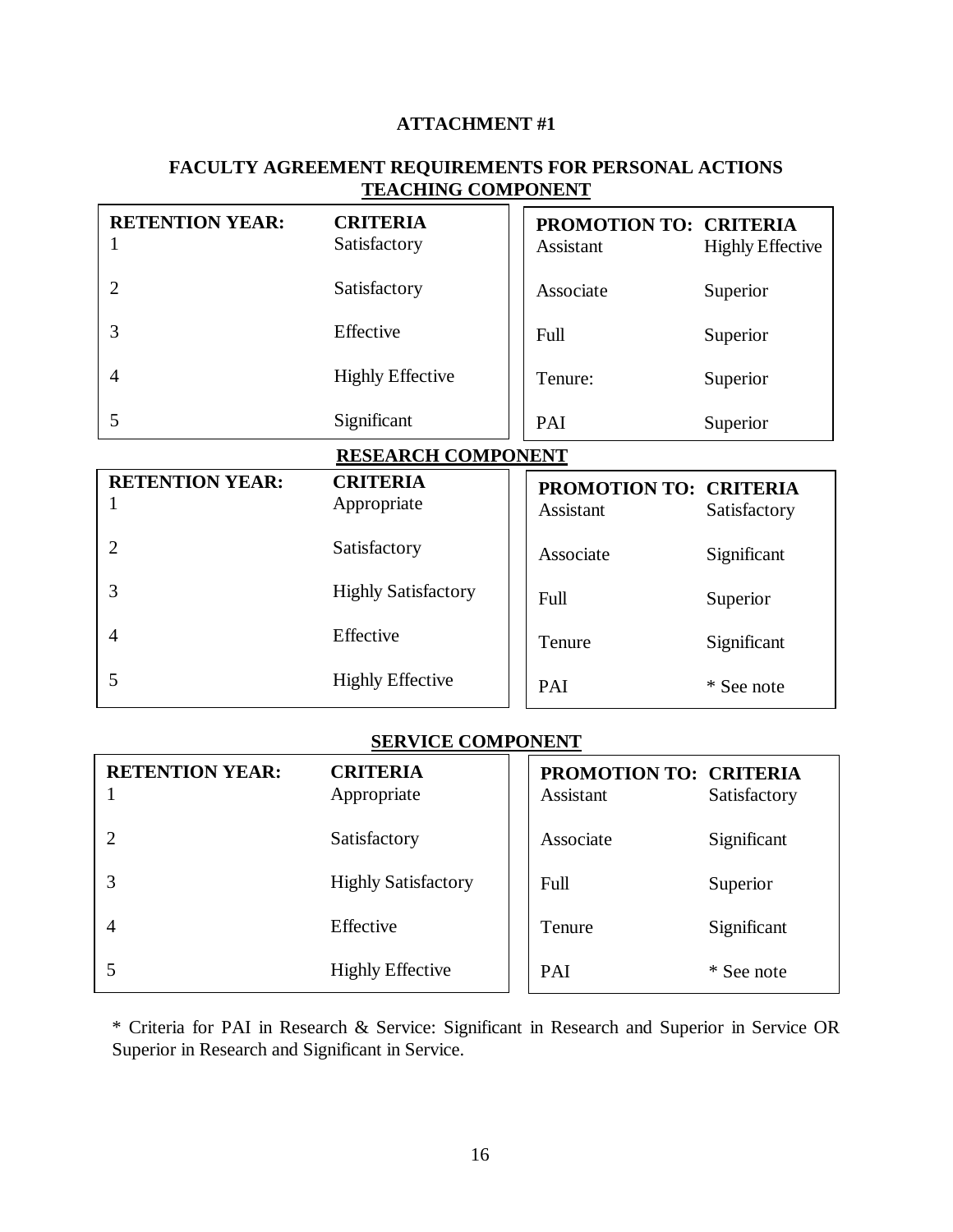**ATTACHMENT #1**

**FACULTY AGREEMENT REQUIREMENTS FOR PERSONAL ACTIONS**

**TEACHING COMPONENT**

| RETENTION YEAR: | CRITERIA |
|---|---|
| 1 | Satisfactory |
| 2 | Satisfactory |
| 3 | Effective |
| 4 | Highly Effective |
| 5 | Significant |

| PROMOTION TO: | CRITERIA |
|---|---|
| Assistant | Highly Effective |
| Associate | Superior |
| Full | Superior |
| Tenure: | Superior |
| PAI | Superior |

**RESEARCH COMPONENT**

| RETENTION YEAR: | CRITERIA |
|---|---|
| 1 | Appropriate |
| 2 | Satisfactory |
| 3 | Highly Satisfactory |
| 4 | Effective |
| 5 | Highly Effective |

| PROMOTION TO: | CRITERIA |
|---|---|
| Assistant | Satisfactory |
| Associate | Significant |
| Full | Superior |
| Tenure | Significant |
| PAI | * See note |

**SERVICE COMPONENT**

| RETENTION YEAR: | CRITERIA |
|---|---|
| 1 | Appropriate |
| 2 | Satisfactory |
| 3 | Highly Satisfactory |
| 4 | Effective |
| 5 | Highly Effective |

| PROMOTION TO: | CRITERIA |
|---|---|
| Assistant | Satisfactory |
| Associate | Significant |
| Full | Superior |
| Tenure | Significant |
| PAI | * See note |

* Criteria for PAI in Research & Service: Significant in Research and Superior in Service OR Superior in Research and Significant in Service.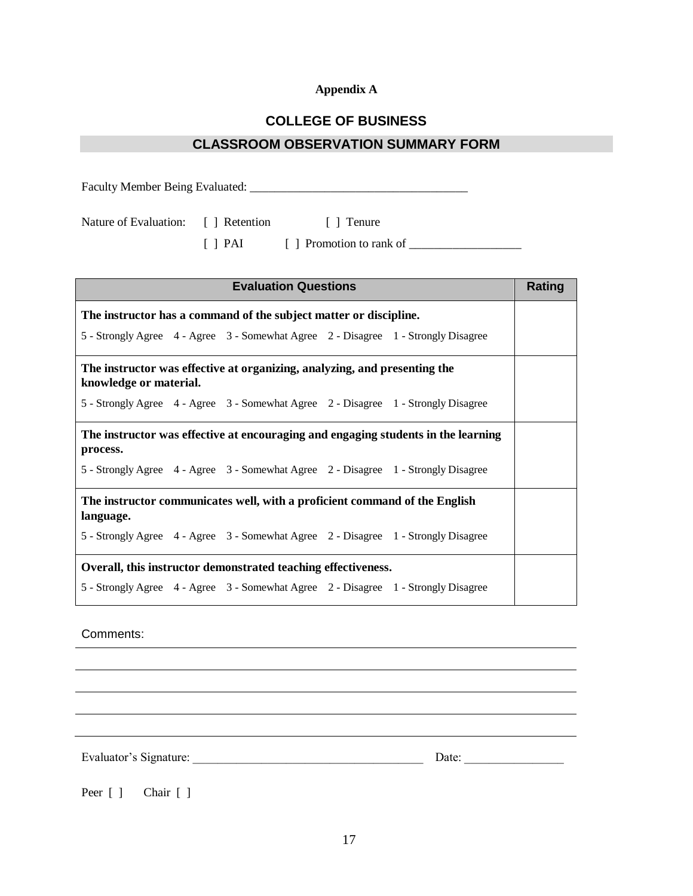**Appendix A**

## COLLEGE OF BUSINESS

## CLASSROOM OBSERVATION SUMMARY FORM

Faculty Member Being Evaluated: ____________________________________

Nature of Evaluation: [ ] Retention [ ] Tenure

[ ] PAI [ ] Promotion to rank of __________________

| Evaluation Questions | Rating |
|---|---|
| **The instructor has a command of the subject matter or discipline.**<br>5 - Strongly Agree 4 - Agree 3 - Somewhat Agree 2 - Disagree 1 - Strongly Disagree | |
| **The instructor was effective at organizing, analyzing, and presenting the knowledge or material.**<br>5 - Strongly Agree 4 - Agree 3 - Somewhat Agree 2 - Disagree 1 - Strongly Disagree | |
| **The instructor was effective at encouraging and engaging students in the learning process.**<br>5 - Strongly Agree 4 - Agree 3 - Somewhat Agree 2 - Disagree 1 - Strongly Disagree | |
| **The instructor communicates well, with a proficient command of the English language.**<br>5 - Strongly Agree 4 - Agree 3 - Somewhat Agree 2 - Disagree 1 - Strongly Disagree | |
| **Overall, this instructor demonstrated teaching effectiveness.**<br>5 - Strongly Agree 4 - Agree 3 - Somewhat Agree 2 - Disagree 1 - Strongly Disagree | |

Comments:

______________________________________________________________________

______________________________________________________________________

______________________________________________________________________

______________________________________________________________________

______________________________________________________________________

Evaluator's Signature: _______________________________________ Date: ________________

Peer [ ] Chair [ ]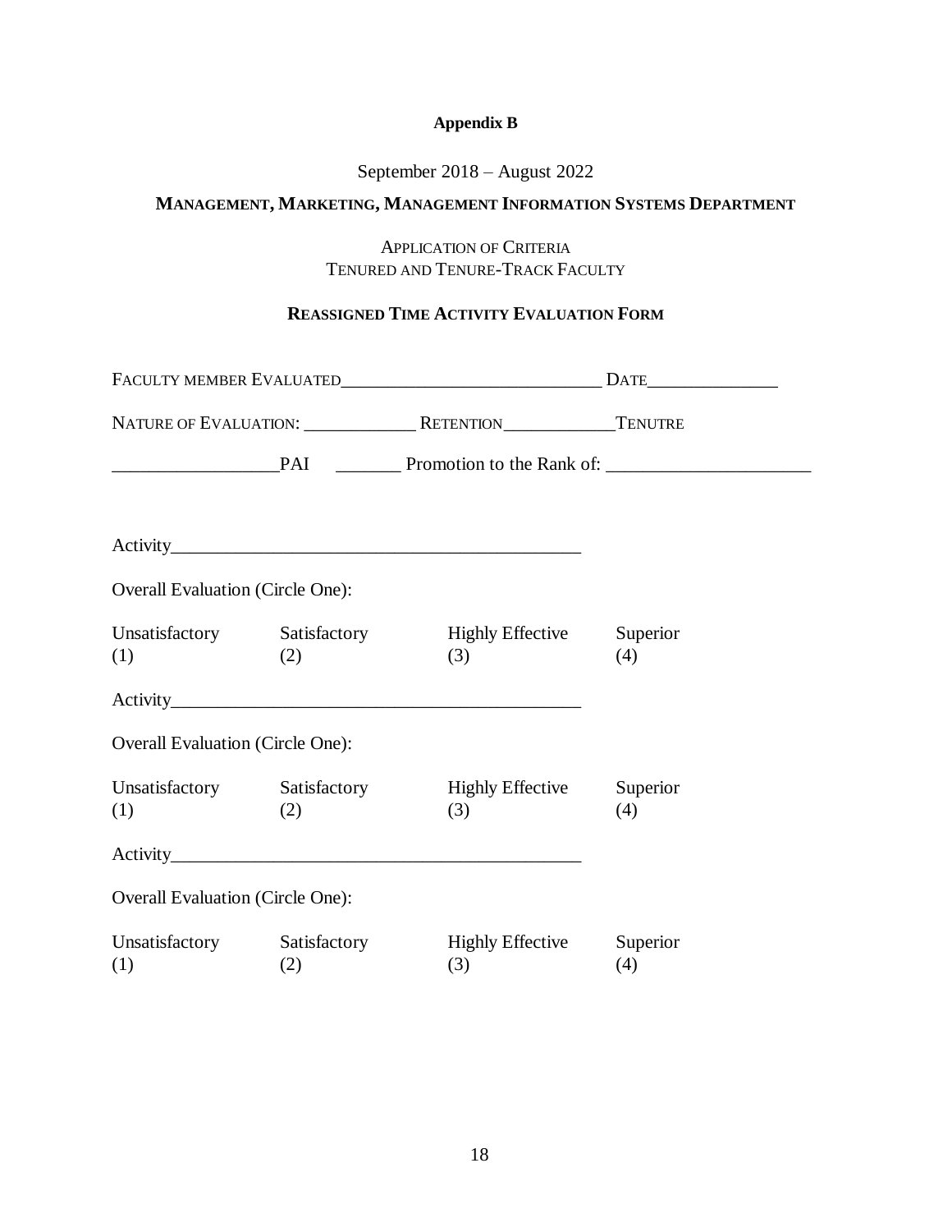**Appendix B**

September 2018 – August 2022

**MANAGEMENT, MARKETING, MANAGEMENT INFORMATION SYSTEMS DEPARTMENT**

APPLICATION OF CRITERIA
TENURED AND TENURE-TRACK FACULTY

**REASSIGNED TIME ACTIVITY EVALUATION FORM**

FACULTY MEMBER EVALUATED____________________________ DATE______________

NATURE OF EVALUATION: ____________ RETENTION____________TENUTRE

_________________PAI _______ Promotion to the Rank of: _____________________

Activity____________________________________________

Overall Evaluation (Circle One):

| Unsatisfactory | Satisfactory | Highly Effective | Superior |
|---|---|---|---|
| (1) | (2) | (3) | (4) |

Activity____________________________________________

Overall Evaluation (Circle One):

| Unsatisfactory | Satisfactory | Highly Effective | Superior |
|---|---|---|---|
| (1) | (2) | (3) | (4) |

Activity____________________________________________

Overall Evaluation (Circle One):

| Unsatisfactory | Satisfactory | Highly Effective | Superior |
|---|---|---|---|
| (1) | (2) | (3) | (4) |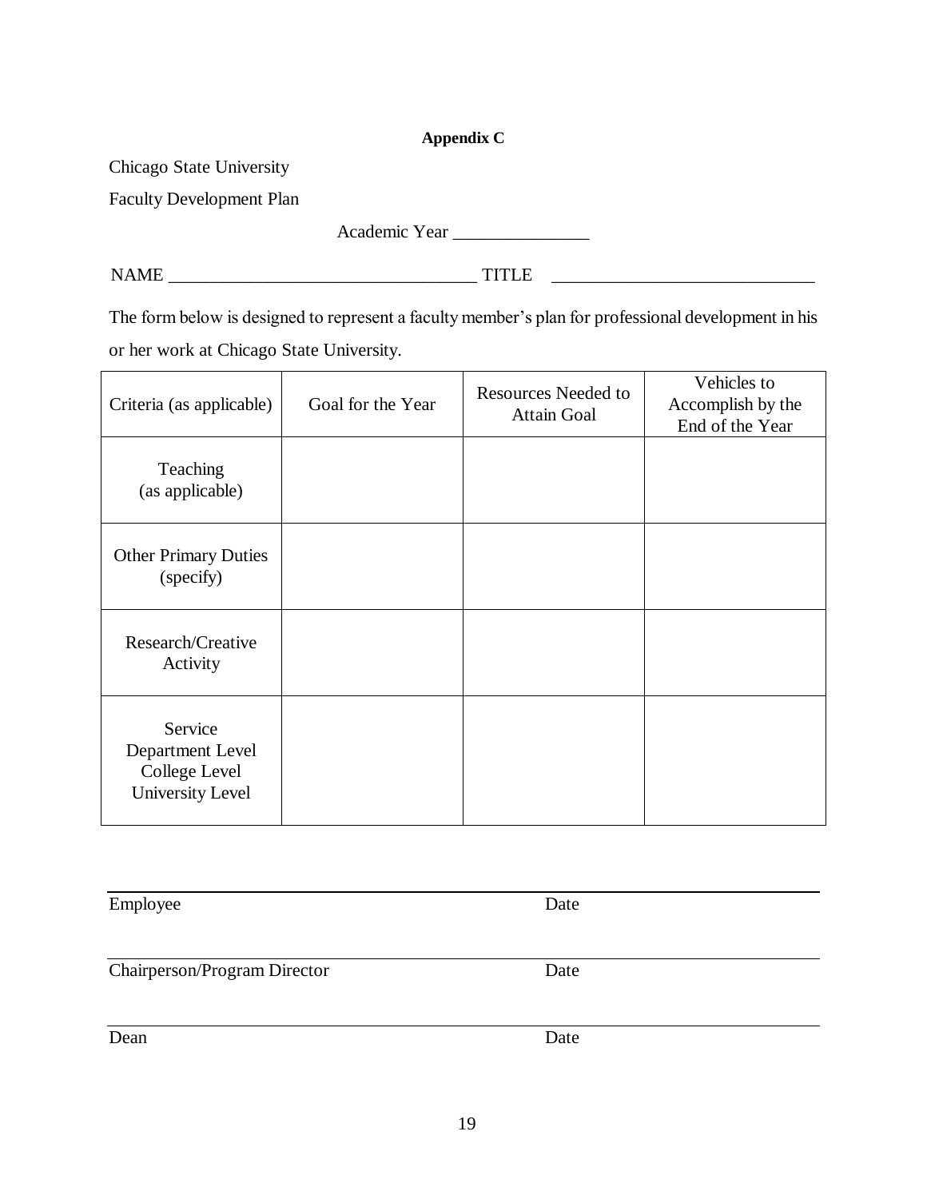**Appendix C**

Chicago State University

Faculty Development Plan

Academic Year _______________

NAME __________________________________ TITLE _____________________________

The form below is designed to represent a faculty member's plan for professional development in his or her work at Chicago State University.

| Criteria (as applicable) | Goal for the Year | Resources Needed to Attain Goal | Vehicles to Accomplish by the End of the Year |
|---|---|---|---|
| Teaching (as applicable) | | | |
| Other Primary Duties (specify) | | | |
| Research/Creative Activity | | | |
| Service<br>Department Level<br>College Level<br>University Level | | | |

______________________________________________________________________
Employee Date

______________________________________________________________________
Chairperson/Program Director Date

______________________________________________________________________
Dean Date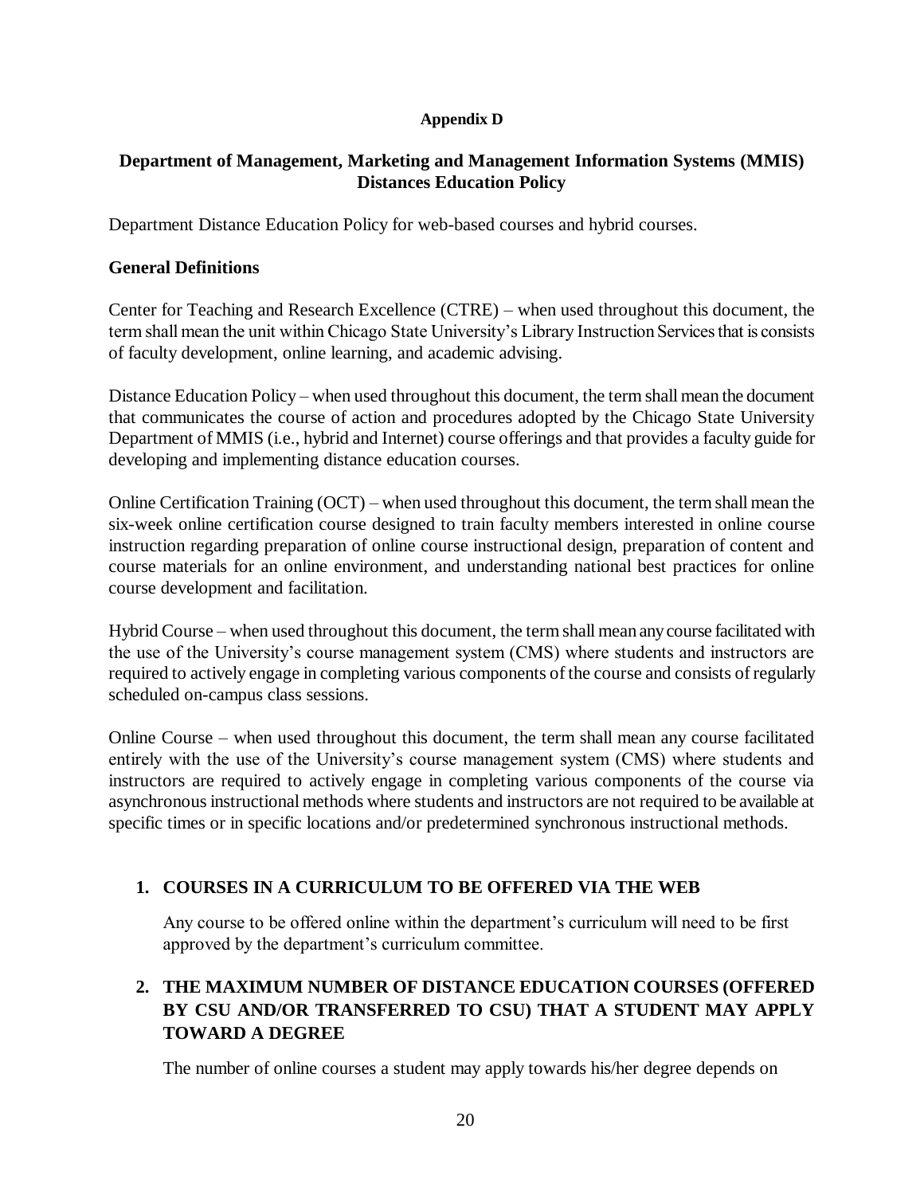**Appendix D**

## Department of Management, Marketing and Management Information Systems (MMIS) Distances Education Policy

Department Distance Education Policy for web-based courses and hybrid courses.

### General Definitions

Center for Teaching and Research Excellence (CTRE) – when used throughout this document, the term shall mean the unit within Chicago State University's Library Instruction Services that is consists of faculty development, online learning, and academic advising.

Distance Education Policy – when used throughout this document, the term shall mean the document that communicates the course of action and procedures adopted by the Chicago State University Department of MMIS (i.e., hybrid and Internet) course offerings and that provides a faculty guide for developing and implementing distance education courses.

Online Certification Training (OCT) – when used throughout this document, the term shall mean the six-week online certification course designed to train faculty members interested in online course instruction regarding preparation of online course instructional design, preparation of content and course materials for an online environment, and understanding national best practices for online course development and facilitation.

Hybrid Course – when used throughout this document, the term shall mean any course facilitated with the use of the University's course management system (CMS) where students and instructors are required to actively engage in completing various components of the course and consists of regularly scheduled on-campus class sessions.

Online Course – when used throughout this document, the term shall mean any course facilitated entirely with the use of the University's course management system (CMS) where students and instructors are required to actively engage in completing various components of the course via asynchronous instructional methods where students and instructors are not required to be available at specific times or in specific locations and/or predetermined synchronous instructional methods.

### 1. COURSES IN A CURRICULUM TO BE OFFERED VIA THE WEB

Any course to be offered online within the department's curriculum will need to be first approved by the department's curriculum committee.

### 2. THE MAXIMUM NUMBER OF DISTANCE EDUCATION COURSES (OFFERED BY CSU AND/OR TRANSFERRED TO CSU) THAT A STUDENT MAY APPLY TOWARD A DEGREE

The number of online courses a student may apply towards his/her degree depends on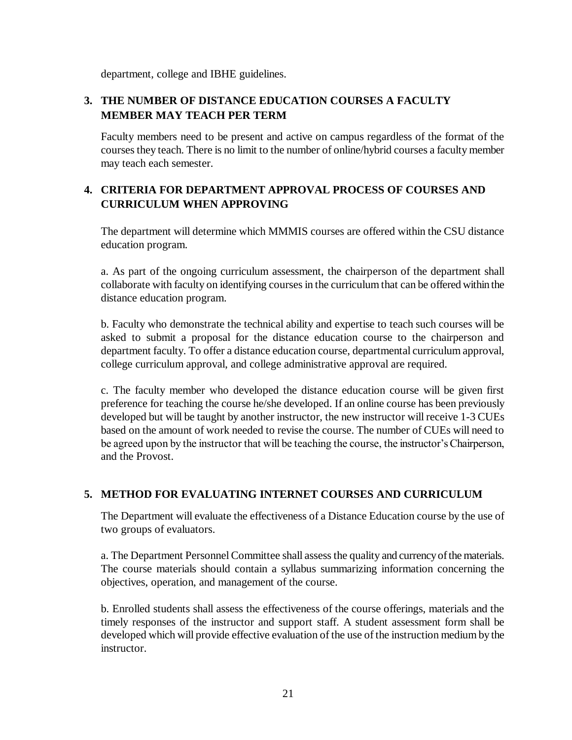department, college and IBHE guidelines.

## 3. THE NUMBER OF DISTANCE EDUCATION COURSES A FACULTY MEMBER MAY TEACH PER TERM

Faculty members need to be present and active on campus regardless of the format of the courses they teach. There is no limit to the number of online/hybrid courses a faculty member may teach each semester.

## 4. CRITERIA FOR DEPARTMENT APPROVAL PROCESS OF COURSES AND CURRICULUM WHEN APPROVING

The department will determine which MMMIS courses are offered within the CSU distance education program.

a. As part of the ongoing curriculum assessment, the chairperson of the department shall collaborate with faculty on identifying courses in the curriculum that can be offered within the distance education program.

b. Faculty who demonstrate the technical ability and expertise to teach such courses will be asked to submit a proposal for the distance education course to the chairperson and department faculty. To offer a distance education course, departmental curriculum approval, college curriculum approval, and college administrative approval are required.

c. The faculty member who developed the distance education course will be given first preference for teaching the course he/she developed. If an online course has been previously developed but will be taught by another instructor, the new instructor will receive 1-3 CUEs based on the amount of work needed to revise the course. The number of CUEs will need to be agreed upon by the instructor that will be teaching the course, the instructor's Chairperson, and the Provost.

## 5. METHOD FOR EVALUATING INTERNET COURSES AND CURRICULUM

The Department will evaluate the effectiveness of a Distance Education course by the use of two groups of evaluators.

a. The Department Personnel Committee shall assess the quality and currency of the materials. The course materials should contain a syllabus summarizing information concerning the objectives, operation, and management of the course.

b. Enrolled students shall assess the effectiveness of the course offerings, materials and the timely responses of the instructor and support staff. A student assessment form shall be developed which will provide effective evaluation of the use of the instruction medium by the instructor.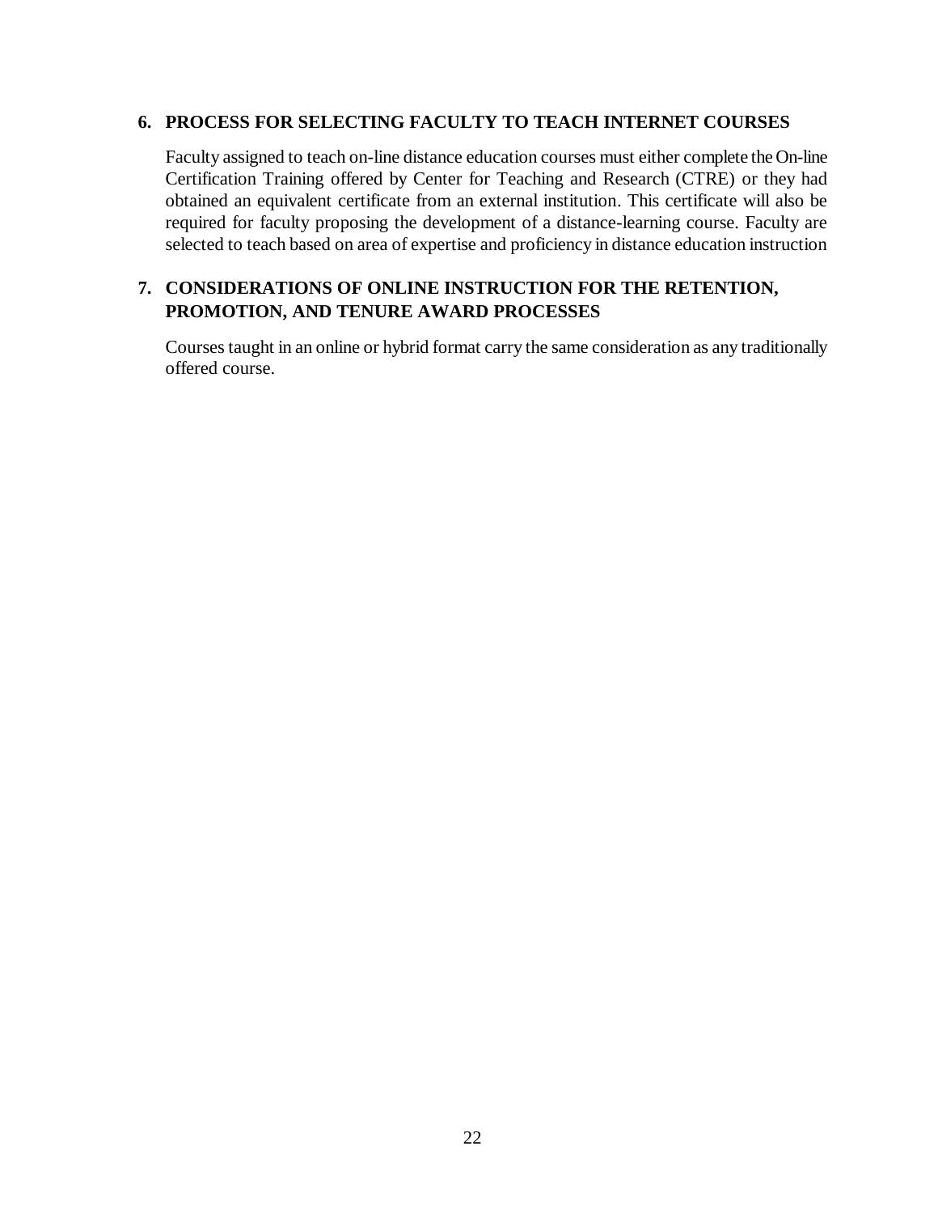## 6. PROCESS FOR SELECTING FACULTY TO TEACH INTERNET COURSES

Faculty assigned to teach on-line distance education courses must either complete the On-line Certification Training offered by Center for Teaching and Research (CTRE) or they had obtained an equivalent certificate from an external institution. This certificate will also be required for faculty proposing the development of a distance-learning course. Faculty are selected to teach based on area of expertise and proficiency in distance education instruction

## 7. CONSIDERATIONS OF ONLINE INSTRUCTION FOR THE RETENTION, PROMOTION, AND TENURE AWARD PROCESSES

Courses taught in an online or hybrid format carry the same consideration as any traditionally offered course.